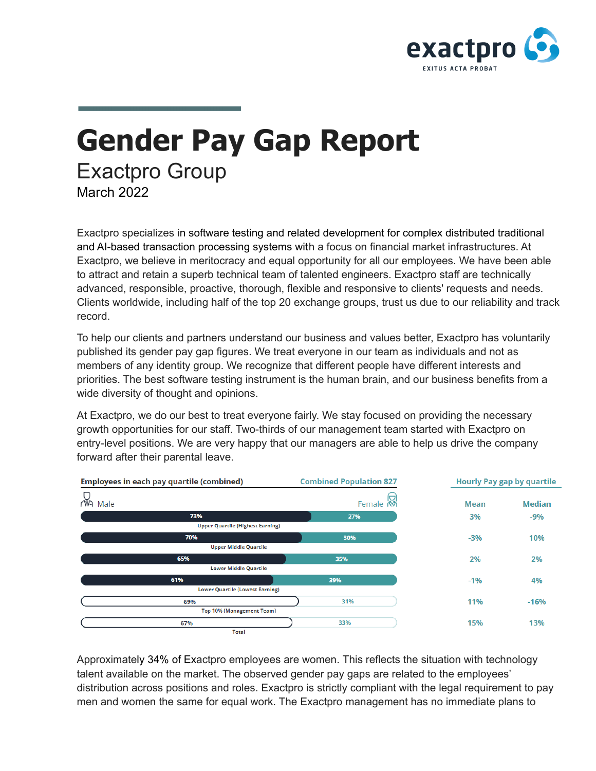# Gender Pay Gap Report

## Exactpro Group

March 2022

Exactpro specializes in software testing and related development for complex distributed traditional and AI-based transaction processing systems with a focus on financial market infrastructures. At Exactpro, we believe in meritocracy and equal opportunity for all our employees. We have been able to attract and retain a superb technical team of talented engineers. Exactpro staff are technically advanced, responsible, proactive, thorough, flexible and responsive to clients' requests and needs. Clients worldwide, including half of the top 20 exchange groups, trust us due to our reliability and track record.

To help our clients and partners understand our business and values better, Exactpro has voluntarily published its gender pay gap figures. We treat everyone in our team as individuals and not as members of any identity group. We recognize that different people have different interests and priorities. The best software testing instrument is the human brain, and our business benefits from a wide diversity of thought and opinions.

At Exactpro, we do our best to treat everyone fairly. We stay focused on providing the necessary growth opportunities for our staff. Two-thirds of our management team started with Exactpro on entry-level positions. We are very happy that our managers are able to help us drive the company forward after their parental leave.

**Employees in each pay quartile (combined)** — Combined Population 827; **Hourly Pay gap by quartile**

| Quartile | Male | Female | Mean | Median |
|---|---|---|---|---|
| Upper Quartile (Highest Earning) | 73% | 27% | 3% | -9% |
| Upper Middle Quartile | 70% | 30% | -3% | 10% |
| Lower Middle Quartile | 65% | 35% | 2% | 2% |
| Lower Quartile (Lowest Earning) | 61% | 39% | -1% | 4% |
| Top 10% (Management Team) | 69% | 31% | 11% | -16% |
| Total | 67% | 33% | 15% | 13% |

Approximately 34% of Exactpro employees are women. This reflects the situation with technology talent available on the market. The observed gender pay gaps are related to the employees' distribution across positions and roles. Exactpro is strictly compliant with the legal requirement to pay men and women the same for equal work. The Exactpro management has no immediate plans to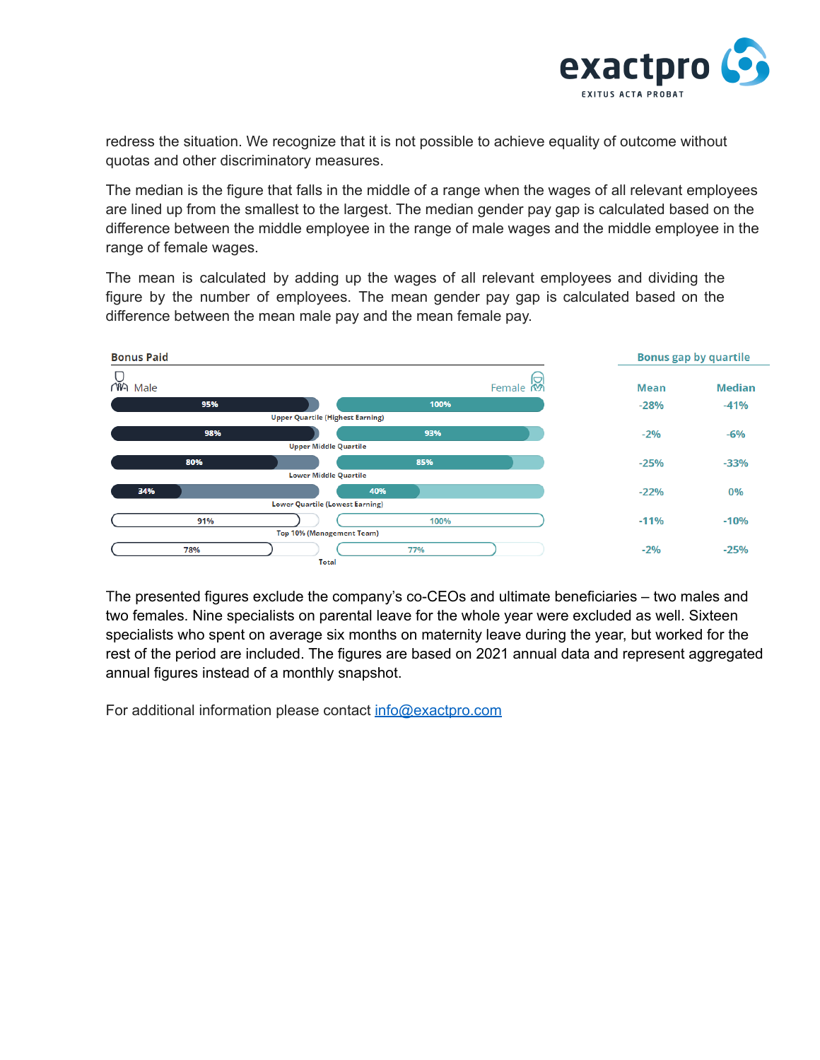redress the situation. We recognize that it is not possible to achieve equality of outcome without quotas and other discriminatory measures.

The median is the figure that falls in the middle of a range when the wages of all relevant employees are lined up from the smallest to the largest. The median gender pay gap is calculated based on the difference between the middle employee in the range of male wages and the middle employee in the range of female wages.

The mean is calculated by adding up the wages of all relevant employees and dividing the figure by the number of employees. The mean gender pay gap is calculated based on the difference between the mean male pay and the mean female pay.

Bonus Paid

Male

Female

95%

100%

Upper Quartile (Highest Earning)

98%

93%

Upper Middle Quartile

80%

85%

Lower Middle Quartile

34%

40%

Lower Quartile (Lowest Earning)

91%

100%

Top 10% (Management Team)

78%

77%

Total

Bonus gap by quartile

| Mean | Median |
|---|---|
| -28% | -41% |
| -2% | -6% |
| -25% | -33% |
| -22% | 0% |
| -11% | -10% |
| -2% | -25% |

The presented figures exclude the company's co-CEOs and ultimate beneficiaries – two males and two females. Nine specialists on parental leave for the whole year were excluded as well. Sixteen specialists who spent on average six months on maternity leave during the year, but worked for the rest of the period are included. The figures are based on 2021 annual data and represent aggregated annual figures instead of a monthly snapshot.

For additional information please contact [info@exactpro.com](mailto:info@exactpro.com)